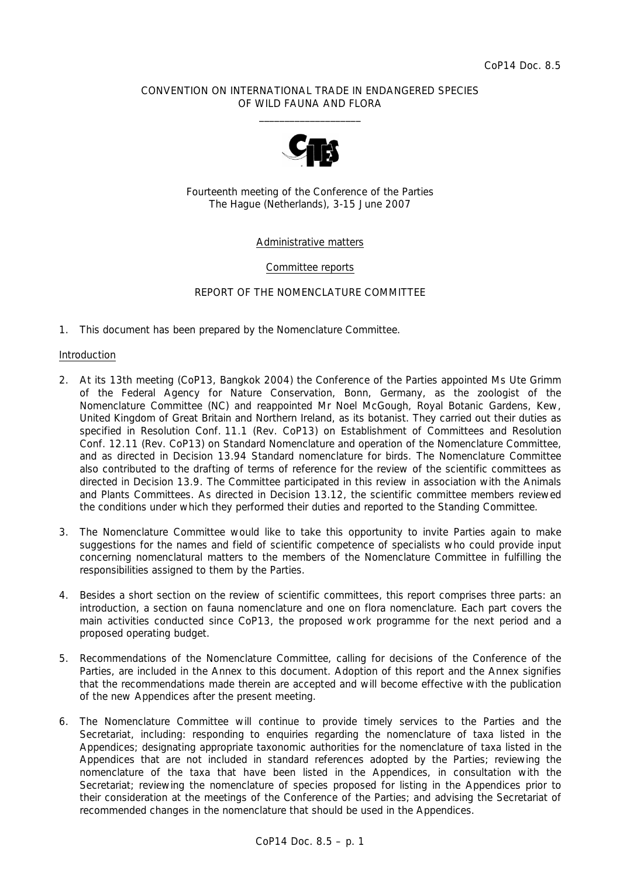CoP14 Doc. 8.5

CONVENTION ON INTERNATIONAL TRADE IN ENDANGERED SPECIES OF WILD FAUNA AND FLORA

____________________

Fourteenth meeting of the Conference of the Parties
The Hague (Netherlands), 3-15 June 2007

Administrative matters

Committee reports

REPORT OF THE NOMENCLATURE COMMITTEE

1. This document has been prepared by the Nomenclature Committee.

## Introduction

2. At its 13th meeting (CoP13, Bangkok 2004) the Conference of the Parties appointed Ms Ute Grimm of the Federal Agency for Nature Conservation, Bonn, Germany, as the zoologist of the Nomenclature Committee (NC) and reappointed Mr Noel McGough, Royal Botanic Gardens, Kew, United Kingdom of Great Britain and Northern Ireland, as its botanist. They carried out their duties as specified in Resolution Conf. 11.1 (Rev. CoP13) on Establishment of Committees and Resolution Conf. 12.11 (Rev. CoP13) on Standard Nomenclature and operation of the Nomenclature Committee, and as directed in Decision 13.94 Standard nomenclature for birds. The Nomenclature Committee also contributed to the drafting of terms of reference for the review of the scientific committees as directed in Decision 13.9. The Committee participated in this review in association with the Animals and Plants Committees. As directed in Decision 13.12, the scientific committee members reviewed the conditions under which they performed their duties and reported to the Standing Committee.

3. The Nomenclature Committee would like to take this opportunity to invite Parties again to make suggestions for the names and field of scientific competence of specialists who could provide input concerning nomenclatural matters to the members of the Nomenclature Committee in fulfilling the responsibilities assigned to them by the Parties.

4. Besides a short section on the review of scientific committees, this report comprises three parts: an introduction, a section on fauna nomenclature and one on flora nomenclature. Each part covers the main activities conducted since CoP13, the proposed work programme for the next period and a proposed operating budget.

5. Recommendations of the Nomenclature Committee, calling for decisions of the Conference of the Parties, are included in the Annex to this document. Adoption of this report and the Annex signifies that the recommendations made therein are accepted and will become effective with the publication of the new Appendices after the present meeting.

6. The Nomenclature Committee will continue to provide timely services to the Parties and the Secretariat, including: responding to enquiries regarding the nomenclature of taxa listed in the Appendices; designating appropriate taxonomic authorities for the nomenclature of taxa listed in the Appendices that are not included in standard references adopted by the Parties; reviewing the nomenclature of the taxa that have been listed in the Appendices, in consultation with the Secretariat; reviewing the nomenclature of species proposed for listing in the Appendices prior to their consideration at the meetings of the Conference of the Parties; and advising the Secretariat of recommended changes in the nomenclature that should be used in the Appendices.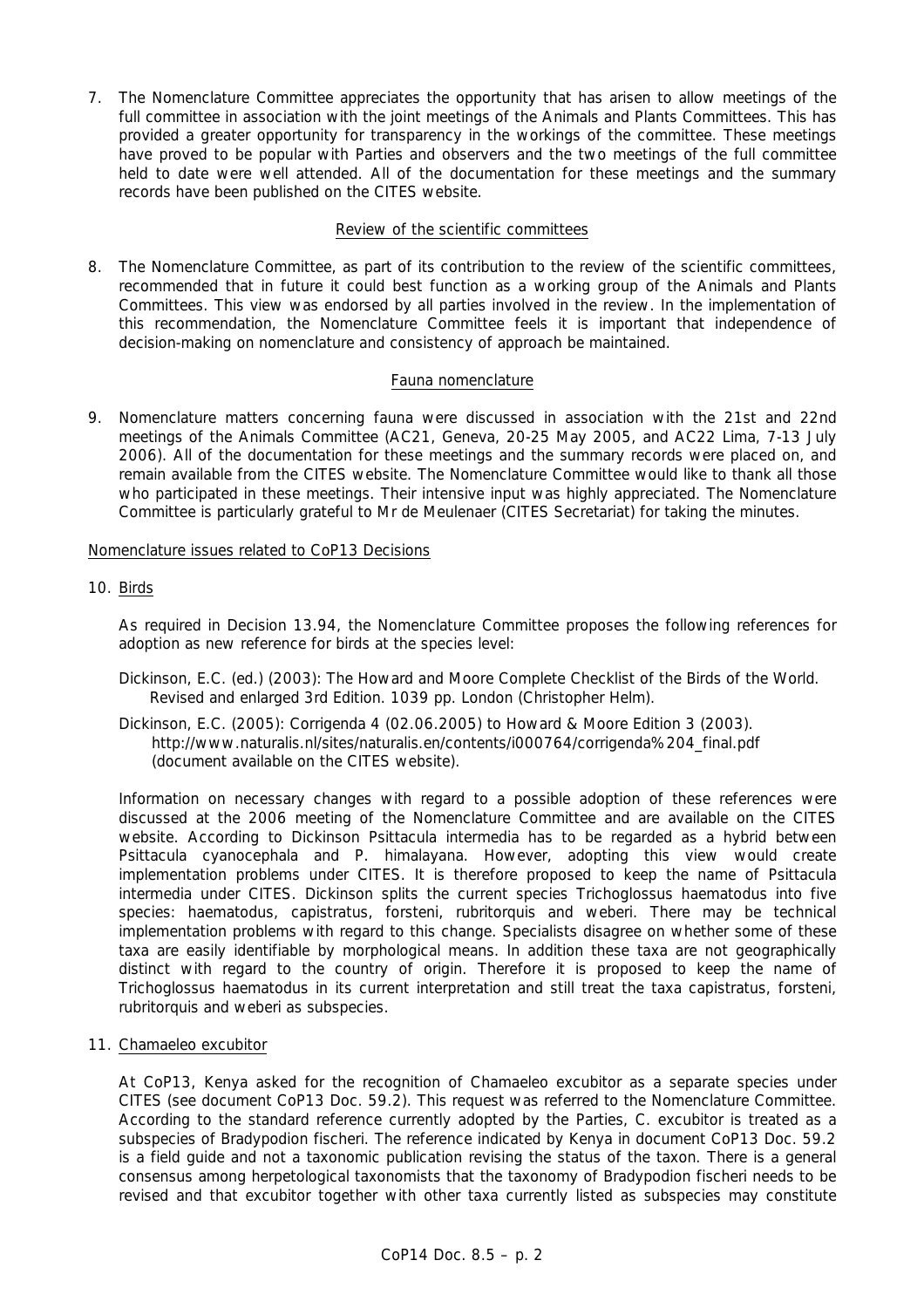7. The Nomenclature Committee appreciates the opportunity that has arisen to allow meetings of the full committee in association with the joint meetings of the Animals and Plants Committees. This has provided a greater opportunity for transparency in the workings of the committee. These meetings have proved to be popular with Parties and observers and the two meetings of the full committee held to date were well attended. All of the documentation for these meetings and the summary records have been published on the CITES website.

### Review of the scientific committees

8. The Nomenclature Committee, as part of its contribution to the review of the scientific committees, recommended that in future it could best function as a working group of the Animals and Plants Committees. This view was endorsed by all parties involved in the review. In the implementation of this recommendation, the Nomenclature Committee feels it is important that independence of decision-making on nomenclature and consistency of approach be maintained.

### Fauna nomenclature

9. Nomenclature matters concerning fauna were discussed in association with the 21st and 22nd meetings of the Animals Committee (AC21, Geneva, 20-25 May 2005, and AC22 Lima, 7-13 July 2006). All of the documentation for these meetings and the summary records were placed on, and remain available from the CITES website. The Nomenclature Committee would like to thank all those who participated in these meetings. Their intensive input was highly appreciated. The Nomenclature Committee is particularly grateful to Mr de Meulenaer (CITES Secretariat) for taking the minutes.

## Nomenclature issues related to CoP13 Decisions

10. Birds

    As required in Decision 13.94, the Nomenclature Committee proposes the following references for adoption as new reference for birds at the species level:

    Dickinson, E.C. (ed.) (2003): The Howard and Moore Complete Checklist of the Birds of the World. Revised and enlarged 3rd Edition. 1039 pp. London (Christopher Helm).

    Dickinson, E.C. (2005): Corrigenda 4 (02.06.2005) to Howard & Moore Edition 3 (2003). http://www.naturalis.nl/sites/naturalis.en/contents/i000764/corrigenda%204_final.pdf (document available on the CITES website).

    Information on necessary changes with regard to a possible adoption of these references were discussed at the 2006 meeting of the Nomenclature Committee and are available on the CITES website. According to Dickinson *Psittacula intermedia* has to be regarded as a hybrid between *Psittacula cyanocephala* and *P. himalayana*. However, adopting this view would create implementation problems under CITES. It is therefore proposed to keep the name of *Psittacula intermedia* under CITES. Dickinson splits the current species *Trichoglossus haematodus* into five species: *haematodus*, *capistratus*, *forsteni*, *rubritorquis* and *weberi*. There may be technical implementation problems with regard to this change. Specialists disagree on whether some of these taxa are easily identifiable by morphological means. In addition these taxa are not geographically distinct with regard to the country of origin. Therefore it is proposed to keep the name of *Trichoglossus haematodus* in its current interpretation and still treat the taxa *capistratus*, *forsteni*, *rubritorquis* and *weberi* as subspecies.

11. *Chamaeleo excubitor*

    At CoP13, Kenya asked for the recognition of *Chamaeleo excubitor* as a separate species under CITES (see document CoP13 Doc. 59.2). This request was referred to the Nomenclature Committee. According to the standard reference currently adopted by the Parties, *C. excubitor* is treated as a subspecies of *Bradypodion fischeri*. The reference indicated by Kenya in document CoP13 Doc. 59.2 is a field guide and not a taxonomic publication revising the status of the taxon. There is a general consensus among herpetological taxonomists that the taxonomy of *Bradypodion fischeri* needs to be revised and that *excubitor* together with other taxa currently listed as subspecies may constitute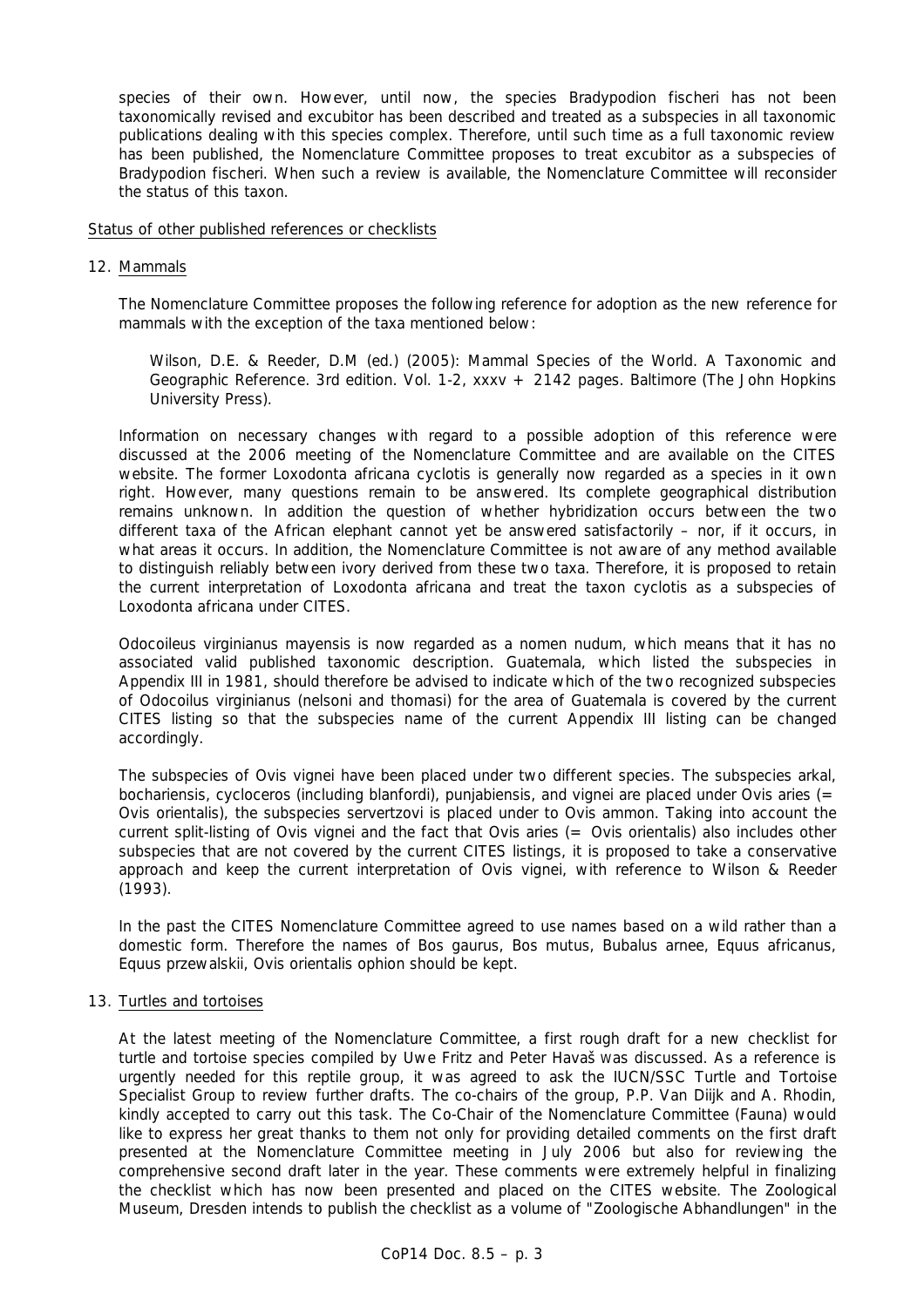species of their own. However, until now, the species *Bradypodion fischeri* has not been taxonomically revised and *excubitor* has been described and treated as a subspecies in all taxonomic publications dealing with this species complex. Therefore, until such time as a full taxonomic review has been published, the Nomenclature Committee proposes to treat *excubitor* as a subspecies of *Bradypodion fischeri*. When such a review is available, the Nomenclature Committee will reconsider the status of this taxon.

Status of other published references or checklists

12. Mammals

    The Nomenclature Committee proposes the following reference for adoption as the new reference for mammals with the exception of the taxa mentioned below:

    > Wilson, D.E. & Reeder, D.M (ed.) (2005): Mammal Species of the World. A Taxonomic and Geographic Reference. 3rd edition. Vol. 1-2, xxxv + 2142 pages. Baltimore (The John Hopkins University Press).

    Information on necessary changes with regard to a possible adoption of this reference were discussed at the 2006 meeting of the Nomenclature Committee and are available on the CITES website. The former *Loxodonta africana cyclotis* is generally now regarded as a species in it own right. However, many questions remain to be answered. Its complete geographical distribution remains unknown. In addition the question of whether hybridization occurs between the two different taxa of the African elephant cannot yet be answered satisfactorily – nor, if it occurs, in what areas it occurs. In addition, the Nomenclature Committee is not aware of any method available to distinguish reliably between ivory derived from these two taxa. Therefore, it is proposed to retain the current interpretation of *Loxodonta africana* and treat the taxon *cyclotis* as a subspecies of *Loxodonta africana* under CITES.

    *Odocoileus virginianus mayensis* is now regarded as a nomen nudum, which means that it has no associated valid published taxonomic description. Guatemala, which listed the subspecies in Appendix III in 1981, should therefore be advised to indicate which of the two recognized subspecies of *Odocoilus virginianus* (*nelsoni* and *thomasi*) for the area of Guatemala is covered by the current CITES listing so that the subspecies name of the current Appendix III listing can be changed accordingly.

    The subspecies of *Ovis vignei* have been placed under two different species. The subspecies *arkal*, *bochariensis*, *cycloceros* (including *blanfordi*), *punjabiensis*, and *vignei* are placed under *Ovis aries* (= *Ovis orientalis*), the subspecies *servertzovi* is placed under to *Ovis ammon*. Taking into account the current split-listing of *Ovis vignei* and the fact that *Ovis aries* (= *Ovis orientalis*) also includes other subspecies that are not covered by the current CITES listings, it is proposed to take a conservative approach and keep the current interpretation of *Ovis vignei*, with reference to Wilson & Reeder (1993).

    In the past the CITES Nomenclature Committee agreed to use names based on a wild rather than a domestic form. Therefore the names of *Bos gaurus*, *Bos mutus*, *Bubalus arnee*, *Equus africanus*, *Equus przewalskii*, *Ovis orientalis ophion* should be kept.

13. Turtles and tortoises

    At the latest meeting of the Nomenclature Committee, a first rough draft for a new checklist for turtle and tortoise species compiled by Uwe Fritz and Peter Havaš was discussed. As a reference is urgently needed for this reptile group, it was agreed to ask the IUCN/SSC Turtle and Tortoise Specialist Group to review further drafts. The co-chairs of the group, P.P. Van Dijk and A. Rhodin, kindly accepted to carry out this task. The Co-Chair of the Nomenclature Committee (Fauna) would like to express her great thanks to them not only for providing detailed comments on the first draft presented at the Nomenclature Committee meeting in July 2006 but also for reviewing the comprehensive second draft later in the year. These comments were extremely helpful in finalizing the checklist which has now been presented and placed on the CITES website. The Zoological Museum, Dresden intends to publish the checklist as a volume of "Zoologische Abhandlungen" in the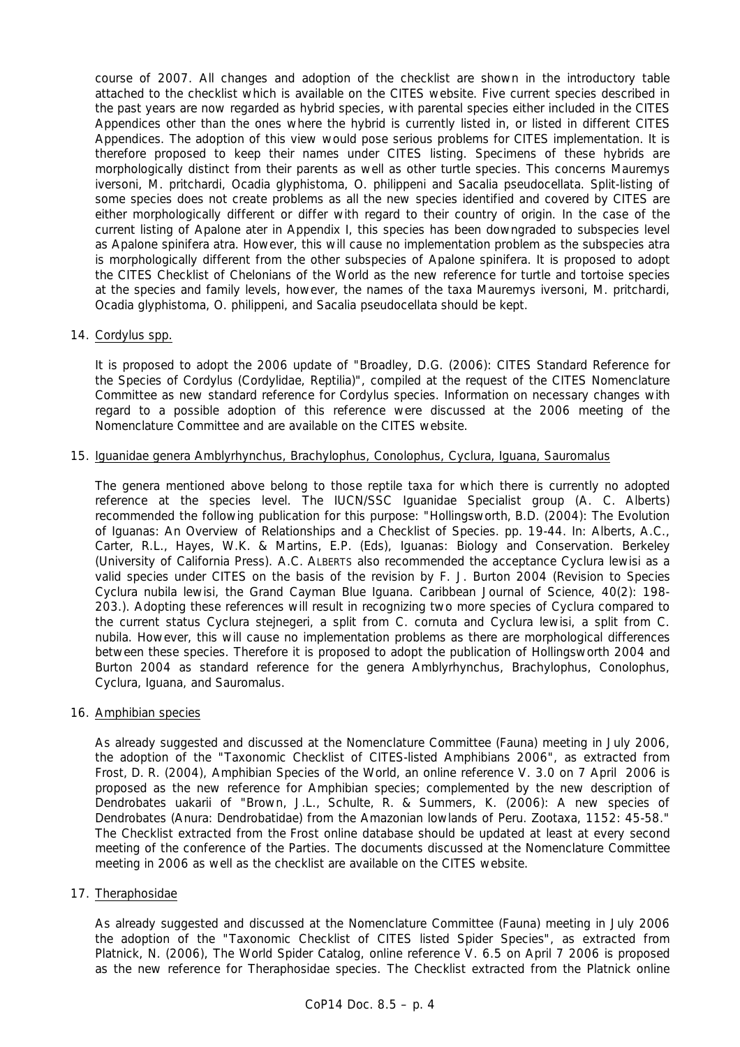course of 2007. All changes and adoption of the checklist are shown in the introductory table attached to the checklist which is available on the CITES website. Five current species described in the past years are now regarded as hybrid species, with parental species either included in the CITES Appendices other than the ones where the hybrid is currently listed in, or listed in different CITES Appendices. The adoption of this view would pose serious problems for CITES implementation. It is therefore proposed to keep their names under CITES listing. Specimens of these hybrids are morphologically distinct from their parents as well as other turtle species. This concerns *Mauremys iversoni*, *M. pritchardi*, *Ocadia glyphistoma*, *O. philippeni* and *Sacalia pseudocellata*. Split-listing of some species does not create problems as all the new species identified and covered by CITES are either morphologically different or differ with regard to their country of origin. In the case of the current listing of *Apalone ater* in Appendix I, this species has been downgraded to subspecies level as *Apalone spinifera atra*. However, this will cause no implementation problem as the subspecies *atra* is morphologically different from the other subspecies of *Apalone spinifera*. It is proposed to adopt the CITES Checklist of Chelonians of the World as the new reference for turtle and tortoise species at the species and family levels, however, the names of the taxa *Mauremys iversoni*, *M. pritchardi*, *Ocadia glyphistoma*, *O. philippeni*, and *Sacalia pseudocellata* should be kept.

14. Cordylus spp.

    It is proposed to adopt the 2006 update of "Broadley, D.G. (2006): CITES Standard Reference for the Species of *Cordylus* (Cordylidae, Reptilia)", compiled at the request of the CITES Nomenclature Committee as new standard reference for *Cordylus* species. Information on necessary changes with regard to a possible adoption of this reference were discussed at the 2006 meeting of the Nomenclature Committee and are available on the CITES website.

15. Iguanidae genera Amblyrhynchus, Brachylophus, Conolophus, Cyclura, Iguana, Sauromalus

    The genera mentioned above belong to those reptile taxa for which there is currently no adopted reference at the species level. The IUCN/SSC Iguanidae Specialist group (A. C. Alberts) recommended the following publication for this purpose: "Hollingsworth, B.D. (2004): The Evolution of Iguanas: An Overview of Relationships and a Checklist of Species. pp. 19-44. In: Alberts, A.C., Carter, R.L., Hayes, W.K. & Martins, E.P. (Eds), Iguanas: Biology and Conservation. Berkeley (University of California Press). A.C. ALBERTS also recommended the acceptance *Cyclura lewisi* as a valid species under CITES on the basis of the revision by F. J. Burton 2004 (Revision to Species *Cyclura nubila lewisi*, the Grand Cayman Blue Iguana. Caribbean Journal of Science, 40(2): 198-203.). Adopting these references will result in recognizing two more species of *Cyclura* compared to the current status *Cyclura stejnegeri*, a split from *C. cornuta* and *Cyclura lewisi*, a split from *C. nubila*. However, this will cause no implementation problems as there are morphological differences between these species. Therefore it is proposed to adopt the publication of Hollingsworth 2004 and Burton 2004 as standard reference for the genera *Amblyrhynchus*, *Brachylophus*, *Conolophus*, *Cyclura*, *Iguana*, and *Sauromalus*.

16. Amphibian species

    As already suggested and discussed at the Nomenclature Committee (Fauna) meeting in July 2006, the adoption of the "Taxonomic Checklist of CITES-listed Amphibians 2006", as extracted from Frost, D. R. (2004), Amphibian Species of the World, an online reference V. 3.0 on 7 April 2006 is proposed as the new reference for Amphibian species; complemented by the new description of *Dendrobates uakarii* of "Brown, J.L., Schulte, R. & Summers, K. (2006): A new species of *Dendrobates* (Anura: Dendrobatidae) from the Amazonian lowlands of Peru. Zootaxa, 1152: 45-58." The Checklist extracted from the Frost online database should be updated at least at every second meeting of the conference of the Parties. The documents discussed at the Nomenclature Committee meeting in 2006 as well as the checklist are available on the CITES website.

17. Theraphosidae

    As already suggested and discussed at the Nomenclature Committee (Fauna) meeting in July 2006 the adoption of the "Taxonomic Checklist of CITES listed Spider Species", as extracted from Platnick, N. (2006), The World Spider Catalog, online reference V. 6.5 on April 7 2006 is proposed as the new reference for Theraphosidae species. The Checklist extracted from the Platnick online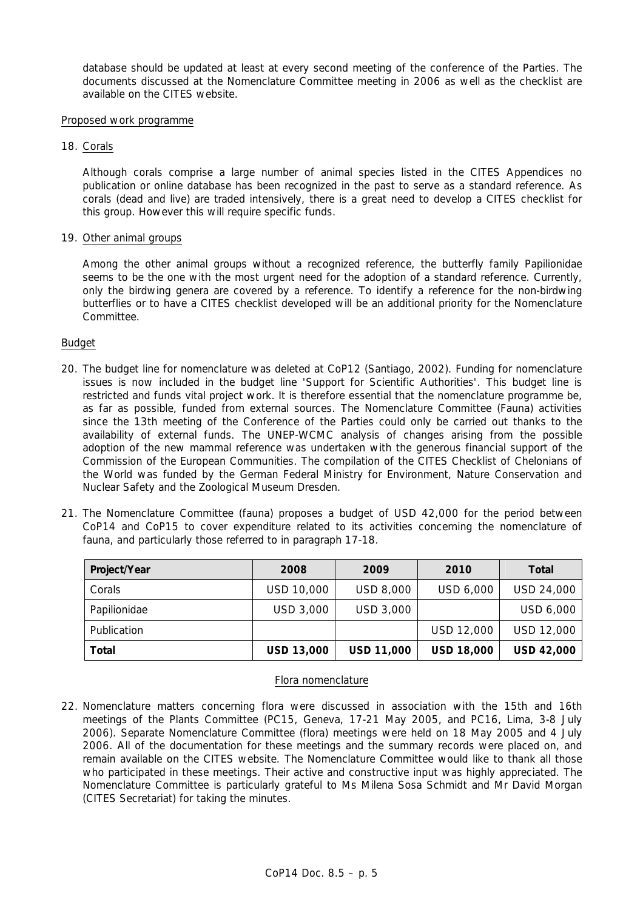database should be updated at least at every second meeting of the conference of the Parties. The documents discussed at the Nomenclature Committee meeting in 2006 as well as the checklist are available on the CITES website.

Proposed work programme

18. Corals

    Although corals comprise a large number of animal species listed in the CITES Appendices no publication or online database has been recognized in the past to serve as a standard reference. As corals (dead and live) are traded intensively, there is a great need to develop a CITES checklist for this group. However this will require specific funds.

19. Other animal groups

    Among the other animal groups without a recognized reference, the butterfly family Papilionidae seems to be the one with the most urgent need for the adoption of a standard reference. Currently, only the birdwing genera are covered by a reference. To identify a reference for the non-birdwing butterflies or to have a CITES checklist developed will be an additional priority for the Nomenclature Committee.

Budget

20. The budget line for nomenclature was deleted at CoP12 (Santiago, 2002). Funding for nomenclature issues is now included in the budget line 'Support for Scientific Authorities'. This budget line is restricted and funds vital project work. It is therefore essential that the nomenclature programme be, as far as possible, funded from external sources. The Nomenclature Committee (Fauna) activities since the 13th meeting of the Conference of the Parties could only be carried out thanks to the availability of external funds. The UNEP-WCMC analysis of changes arising from the possible adoption of the new mammal reference was undertaken with the generous financial support of the Commission of the European Communities. The compilation of the CITES Checklist of Chelonians of the World was funded by the German Federal Ministry for Environment, Nature Conservation and Nuclear Safety and the Zoological Museum Dresden.

21. The Nomenclature Committee (fauna) proposes a budget of USD 42,000 for the period between CoP14 and CoP15 to cover expenditure related to its activities concerning the nomenclature of fauna, and particularly those referred to in paragraph 17-18.

| Project/Year | 2008 | 2009 | 2010 | Total |
|---|---|---|---|---|
| Corals | USD 10,000 | USD 8,000 | USD 6,000 | USD 24,000 |
| Papilionidae | USD 3,000 | USD 3,000 | | USD 6,000 |
| Publication | | | USD 12,000 | USD 12,000 |
| **Total** | **USD 13,000** | **USD 11,000** | **USD 18,000** | **USD 42,000** |

Flora nomenclature

22. Nomenclature matters concerning flora were discussed in association with the 15th and 16th meetings of the Plants Committee (PC15, Geneva, 17-21 May 2005, and PC16, Lima, 3-8 July 2006). Separate Nomenclature Committee (flora) meetings were held on 18 May 2005 and 4 July 2006. All of the documentation for these meetings and the summary records were placed on, and remain available on the CITES website. The Nomenclature Committee would like to thank all those who participated in these meetings. Their active and constructive input was highly appreciated. The Nomenclature Committee is particularly grateful to Ms Milena Sosa Schmidt and Mr David Morgan (CITES Secretariat) for taking the minutes.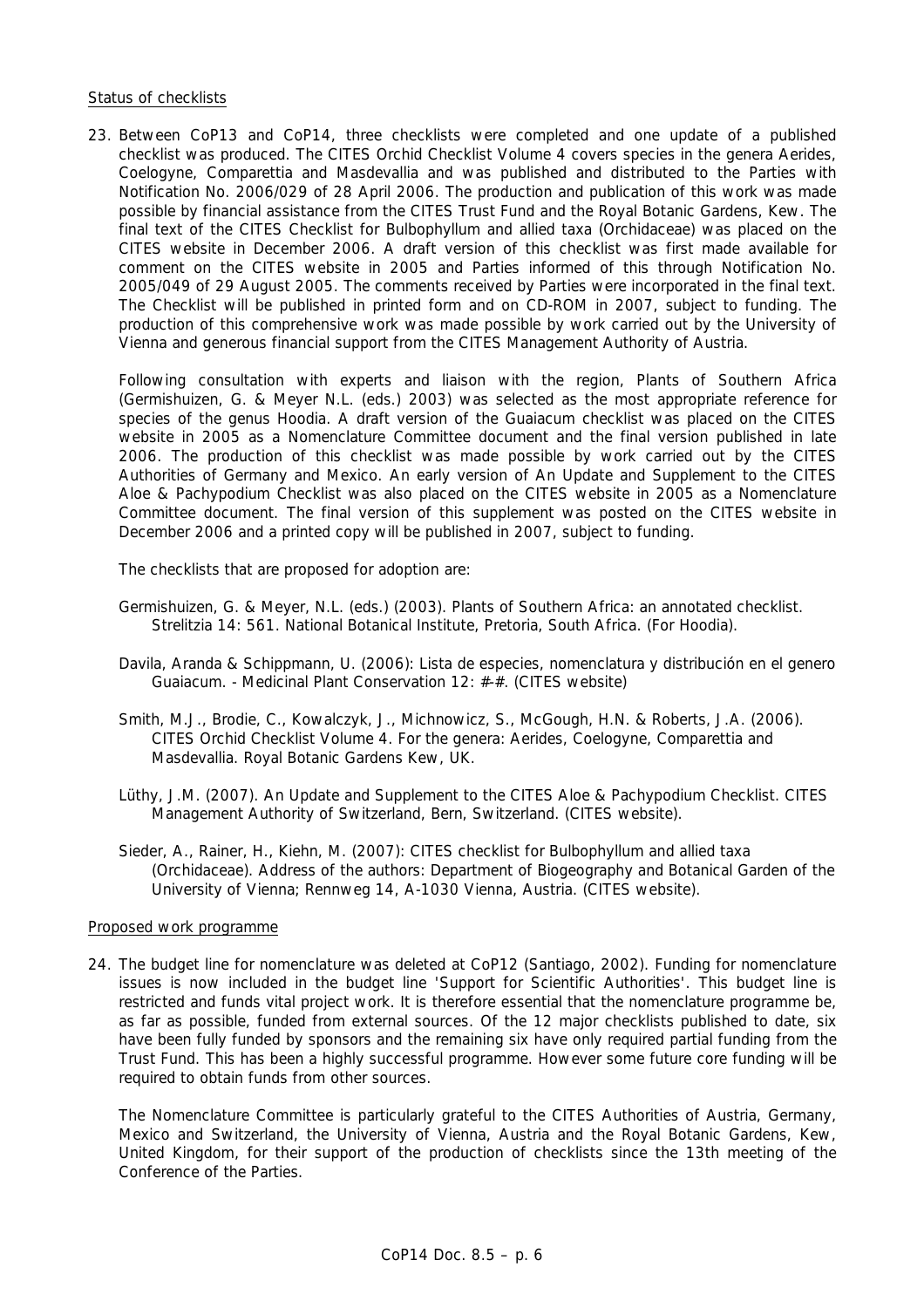Status of checklists

23. Between CoP13 and CoP14, three checklists were completed and one update of a published checklist was produced. The CITES Orchid Checklist Volume 4 covers species in the genera Aerides, Coelogyne, Comparettia and Masdevallia and was published and distributed to the Parties with Notification No. 2006/029 of 28 April 2006. The production and publication of this work was made possible by financial assistance from the CITES Trust Fund and the Royal Botanic Gardens, Kew. The final text of the CITES Checklist for Bulbophyllum and allied taxa (Orchidaceae) was placed on the CITES website in December 2006. A draft version of this checklist was first made available for comment on the CITES website in 2005 and Parties informed of this through Notification No. 2005/049 of 29 August 2005. The comments received by Parties were incorporated in the final text. The Checklist will be published in printed form and on CD-ROM in 2007, subject to funding. The production of this comprehensive work was made possible by work carried out by the University of Vienna and generous financial support from the CITES Management Authority of Austria.

    Following consultation with experts and liaison with the region, Plants of Southern Africa (Germishuizen, G. & Meyer N.L. (eds.) 2003) was selected as the most appropriate reference for species of the genus Hoodia. A draft version of the Guaiacum checklist was placed on the CITES website in 2005 as a Nomenclature Committee document and the final version published in late 2006. The production of this checklist was made possible by work carried out by the CITES Authorities of Germany and Mexico. An early version of An Update and Supplement to the CITES Aloe & Pachypodium Checklist was also placed on the CITES website in 2005 as a Nomenclature Committee document. The final version of this supplement was posted on the CITES website in December 2006 and a printed copy will be published in 2007, subject to funding.

    The checklists that are proposed for adoption are:

    Germishuizen, G. & Meyer, N.L. (eds.) (2003). Plants of Southern Africa: an annotated checklist. Strelitzia 14: 561. National Botanical Institute, Pretoria, South Africa. (For Hoodia).

    Davila, Aranda & Schippmann, U. (2006): Lista de especies, nomenclatura y distribución en el genero Guaiacum. - Medicinal Plant Conservation 12: #-#. (CITES website)

    Smith, M.J., Brodie, C., Kowalczyk, J., Michnowicz, S., McGough, H.N. & Roberts, J.A. (2006). CITES Orchid Checklist Volume 4. For the genera: Aerides, Coelogyne, Comparettia and Masdevallia. Royal Botanic Gardens Kew, UK.

    Lüthy, J.M. (2007). An Update and Supplement to the CITES Aloe & Pachypodium Checklist. CITES Management Authority of Switzerland, Bern, Switzerland. (CITES website).

    Sieder, A., Rainer, H., Kiehn, M. (2007): CITES checklist for Bulbophyllum and allied taxa (Orchidaceae). Address of the authors: Department of Biogeography and Botanical Garden of the University of Vienna; Rennweg 14, A-1030 Vienna, Austria. (CITES website).

Proposed work programme

24. The budget line for nomenclature was deleted at CoP12 (Santiago, 2002). Funding for nomenclature issues is now included in the budget line 'Support for Scientific Authorities'. This budget line is restricted and funds vital project work. It is therefore essential that the nomenclature programme be, as far as possible, funded from external sources. Of the 12 major checklists published to date, six have been fully funded by sponsors and the remaining six have only required partial funding from the Trust Fund. This has been a highly successful programme. However some future core funding will be required to obtain funds from other sources.

    The Nomenclature Committee is particularly grateful to the CITES Authorities of Austria, Germany, Mexico and Switzerland, the University of Vienna, Austria and the Royal Botanic Gardens, Kew, United Kingdom, for their support of the production of checklists since the 13th meeting of the Conference of the Parties.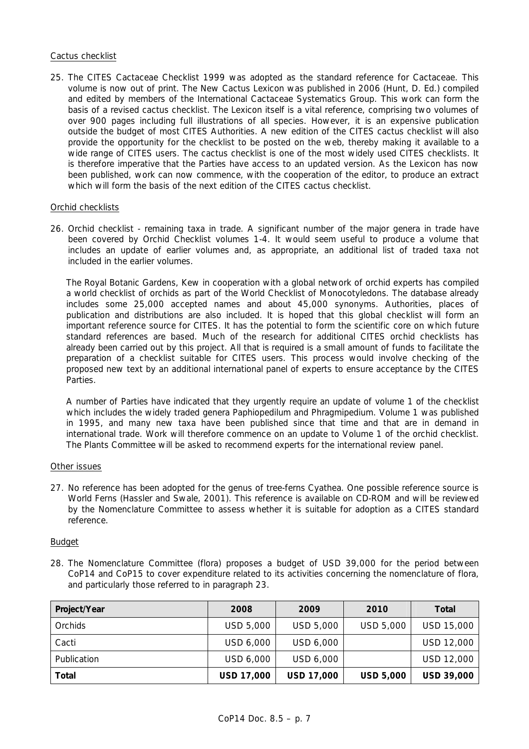Cactus checklist

25. The CITES Cactaceae Checklist 1999 was adopted as the standard reference for Cactaceae. This volume is now out of print. The New Cactus Lexicon was published in 2006 (Hunt, D. Ed.) compiled and edited by members of the International Cactaceae Systematics Group. This work can form the basis of a revised cactus checklist. The Lexicon itself is a vital reference, comprising two volumes of over 900 pages including full illustrations of all species. However, it is an expensive publication outside the budget of most CITES Authorities. A new edition of the CITES cactus checklist will also provide the opportunity for the checklist to be posted on the web, thereby making it available to a wide range of CITES users. The cactus checklist is one of the most widely used CITES checklists. It is therefore imperative that the Parties have access to an updated version. As the Lexicon has now been published, work can now commence, with the cooperation of the editor, to produce an extract which will form the basis of the next edition of the CITES cactus checklist.

Orchid checklists

26. Orchid checklist - remaining taxa in trade. A significant number of the major genera in trade have been covered by Orchid Checklist volumes 1-4. It would seem useful to produce a volume that includes an update of earlier volumes and, as appropriate, an additional list of traded taxa not included in the earlier volumes.

The Royal Botanic Gardens, Kew in cooperation with a global network of orchid experts has compiled a world checklist of orchids as part of the World Checklist of Monocotyledons. The database already includes some 25,000 accepted names and about 45,000 synonyms. Authorities, places of publication and distributions are also included. It is hoped that this global checklist will form an important reference source for CITES. It has the potential to form the scientific core on which future standard references are based. Much of the research for additional CITES orchid checklists has already been carried out by this project. All that is required is a small amount of funds to facilitate the preparation of a checklist suitable for CITES users. This process would involve checking of the proposed new text by an additional international panel of experts to ensure acceptance by the CITES Parties.

A number of Parties have indicated that they urgently require an update of volume 1 of the checklist which includes the widely traded genera Paphiopedilum and Phragmipedium. Volume 1 was published in 1995, and many new taxa have been published since that time and that are in demand in international trade. Work will therefore commence on an update to Volume 1 of the orchid checklist. The Plants Committee will be asked to recommend experts for the international review panel.

Other issues

27. No reference has been adopted for the genus of tree-ferns Cyathea. One possible reference source is World Ferns (Hassler and Swale, 2001). This reference is available on CD-ROM and will be reviewed by the Nomenclature Committee to assess whether it is suitable for adoption as a CITES standard reference.

Budget

28. The Nomenclature Committee (flora) proposes a budget of USD 39,000 for the period between CoP14 and CoP15 to cover expenditure related to its activities concerning the nomenclature of flora, and particularly those referred to in paragraph 23.

| **Project/Year** | **2008** | **2009** | **2010** | **Total** |
|---|---|---|---|---|
| Orchids | USD 5,000 | USD 5,000 | USD 5,000 | USD 15,000 |
| Cacti | USD 6,000 | USD 6,000 | | USD 12,000 |
| Publication | USD 6,000 | USD 6,000 | | USD 12,000 |
| **Total** | **USD 17,000** | **USD 17,000** | **USD 5,000** | **USD 39,000** |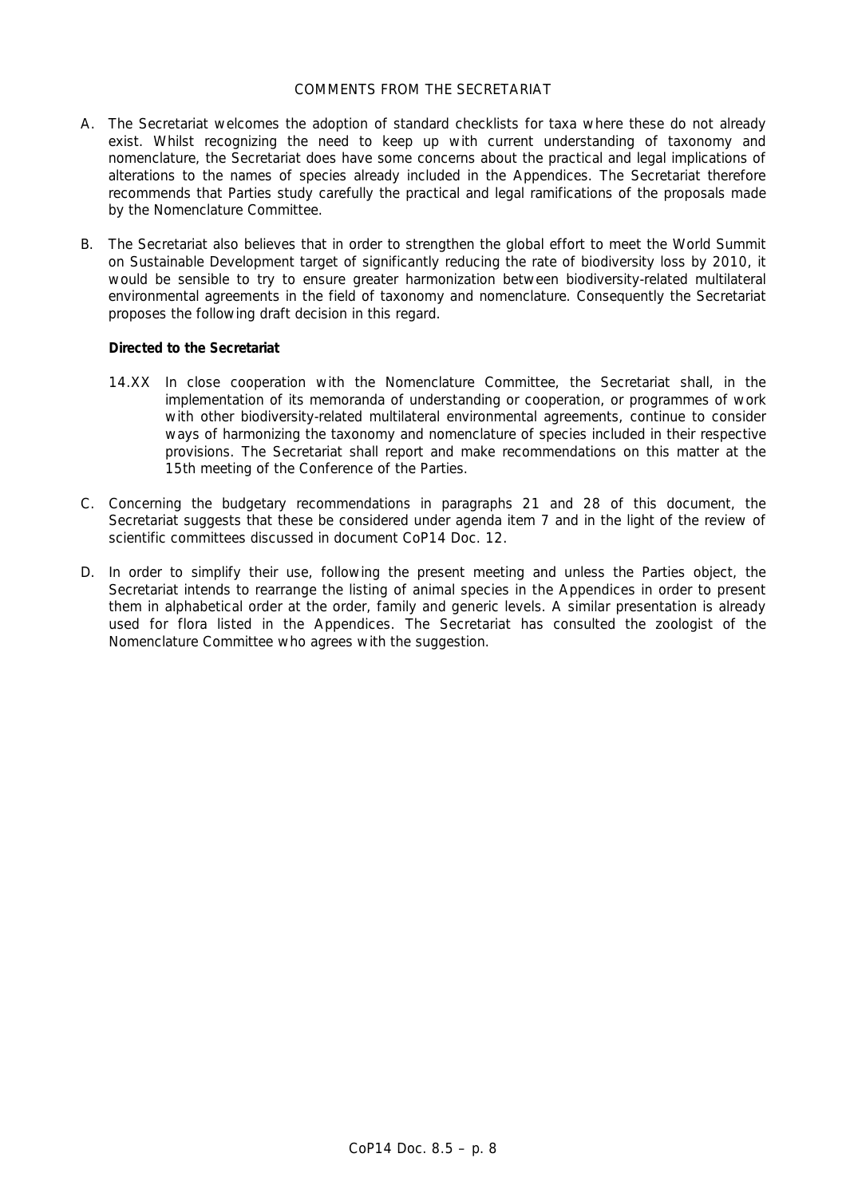COMMENTS FROM THE SECRETARIAT

A. The Secretariat welcomes the adoption of standard checklists for taxa where these do not already exist. Whilst recognizing the need to keep up with current understanding of taxonomy and nomenclature, the Secretariat does have some concerns about the practical and legal implications of alterations to the names of species already included in the Appendices. The Secretariat therefore recommends that Parties study carefully the practical and legal ramifications of the proposals made by the Nomenclature Committee.

B. The Secretariat also believes that in order to strengthen the global effort to meet the World Summit on Sustainable Development target of significantly reducing the rate of biodiversity loss by 2010, it would be sensible to try to ensure greater harmonization between biodiversity-related multilateral environmental agreements in the field of taxonomy and nomenclature. Consequently the Secretariat proposes the following draft decision in this regard.

   **Directed to the Secretariat**

   14.XX In close cooperation with the Nomenclature Committee, the Secretariat shall, in the implementation of its memoranda of understanding or cooperation, or programmes of work with other biodiversity-related multilateral environmental agreements, continue to consider ways of harmonizing the taxonomy and nomenclature of species included in their respective provisions. The Secretariat shall report and make recommendations on this matter at the 15th meeting of the Conference of the Parties.

C. Concerning the budgetary recommendations in paragraphs 21 and 28 of this document, the Secretariat suggests that these be considered under agenda item 7 and in the light of the review of scientific committees discussed in document CoP14 Doc. 12.

D. In order to simplify their use, following the present meeting and unless the Parties object, the Secretariat intends to rearrange the listing of animal species in the Appendices in order to present them in alphabetical order at the order, family and generic levels. A similar presentation is already used for flora listed in the Appendices. The Secretariat has consulted the zoologist of the Nomenclature Committee who agrees with the suggestion.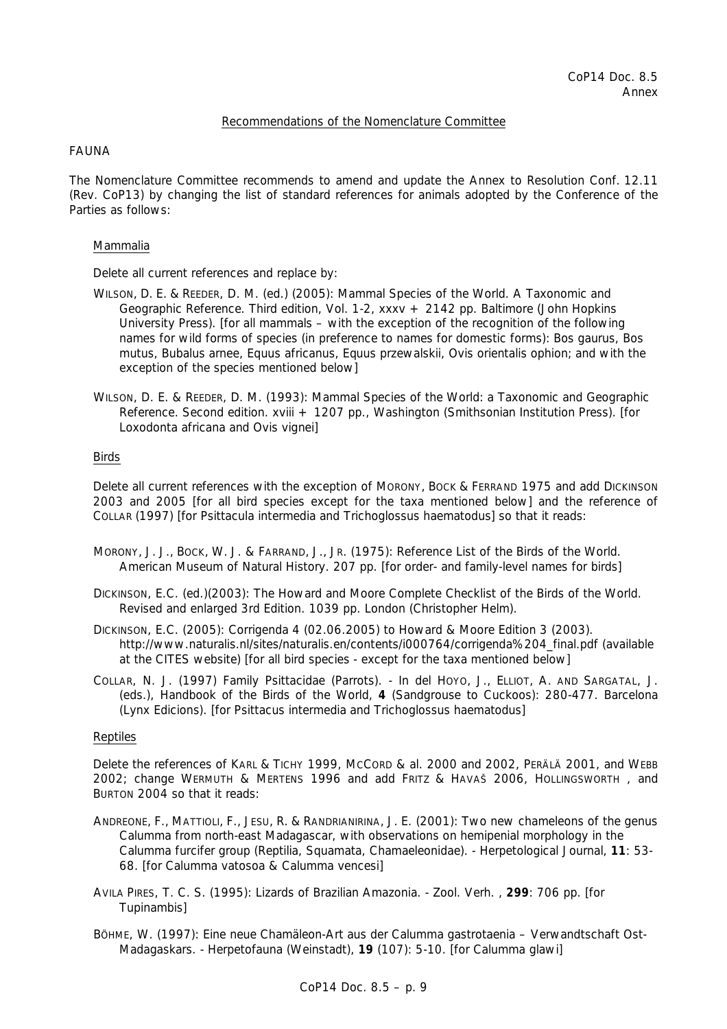CoP14 Doc. 8.5
Annex

## Recommendations of the Nomenclature Committee

FAUNA

The Nomenclature Committee recommends to amend and update the Annex to Resolution Conf. 12.11 (Rev. CoP13) by changing the list of standard references for animals adopted by the Conference of the Parties as follows:

### Mammalia

Delete all current references and replace by:

WILSON, D. E. & REEDER, D. M. (ed.) (2005): Mammal Species of the World. A Taxonomic and Geographic Reference. Third edition, Vol. 1-2, xxxv + 2142 pp. Baltimore (John Hopkins University Press). [for all mammals – with the exception of the recognition of the following names for wild forms of species (in preference to names for domestic forms): Bos gaurus, Bos mutus, Bubalus arnee, Equus africanus, Equus przewalskii, Ovis orientalis ophion; and with the exception of the species mentioned below]

WILSON, D. E. & REEDER, D. M. (1993): Mammal Species of the World: a Taxonomic and Geographic Reference. Second edition. xviii + 1207 pp., Washington (Smithsonian Institution Press). [for Loxodonta africana and Ovis vignei]

### Birds

Delete all current references with the exception of MORONY, BOCK & FERRAND 1975 and add DICKINSON 2003 and 2005 [for all bird species except for the taxa mentioned below] and the reference of COLLAR (1997) [for Psittacula intermedia and Trichoglossus haematodus] so that it reads:

MORONY, J. J., BOCK, W. J. & FARRAND, J., JR. (1975): Reference List of the Birds of the World. American Museum of Natural History. 207 pp. [for order- and family-level names for birds]

DICKINSON, E.C. (ed.)(2003): The Howard and Moore Complete Checklist of the Birds of the World. Revised and enlarged 3rd Edition. 1039 pp. London (Christopher Helm).

DICKINSON, E.C. (2005): Corrigenda 4 (02.06.2005) to Howard & Moore Edition 3 (2003). http://www.naturalis.nl/sites/naturalis.en/contents/i000764/corrigenda%204_final.pdf (available at the CITES website) [for all bird species - except for the taxa mentioned below]

COLLAR, N. J. (1997) Family Psittacidae (Parrots). - In del HOYO, J., ELLIOT, A. AND SARGATAL, J. (eds.), Handbook of the Birds of the World, **4** (Sandgrouse to Cuckoos): 280-477. Barcelona (Lynx Edicions). [for Psittacus intermedia and Trichoglossus haematodus]

### Reptiles

Delete the references of KARL & TICHY 1999, MCCORD & al. 2000 and 2002, PERÄLÄ 2001, and WEBB 2002; change WERMUTH & MERTENS 1996 and add FRITZ & HAVAŠ 2006, HOLLINGSWORTH , and BURTON 2004 so that it reads:

ANDREONE, F., MATTIOLI, F., JESU, R. & RANDRIANIRINA, J. E. (2001): Two new chameleons of the genus Calumma from north-east Madagascar, with observations on hemipenial morphology in the Calumma furcifer group (Reptilia, Squamata, Chamaeleonidae). - Herpetological Journal, **11**: 53-68. [for Calumma vatosoa & Calumma vencesi]

AVILA PIRES, T. C. S. (1995): Lizards of Brazilian Amazonia. - Zool. Verh. , **299**: 706 pp. [for Tupinambis]

BÖHME, W. (1997): Eine neue Chamäleon-Art aus der Calumma gastrotaenia – Verwandtschaft Ost-Madagaskars. - Herpetofauna (Weinstadt), **19** (107): 5-10. [for Calumma glawi]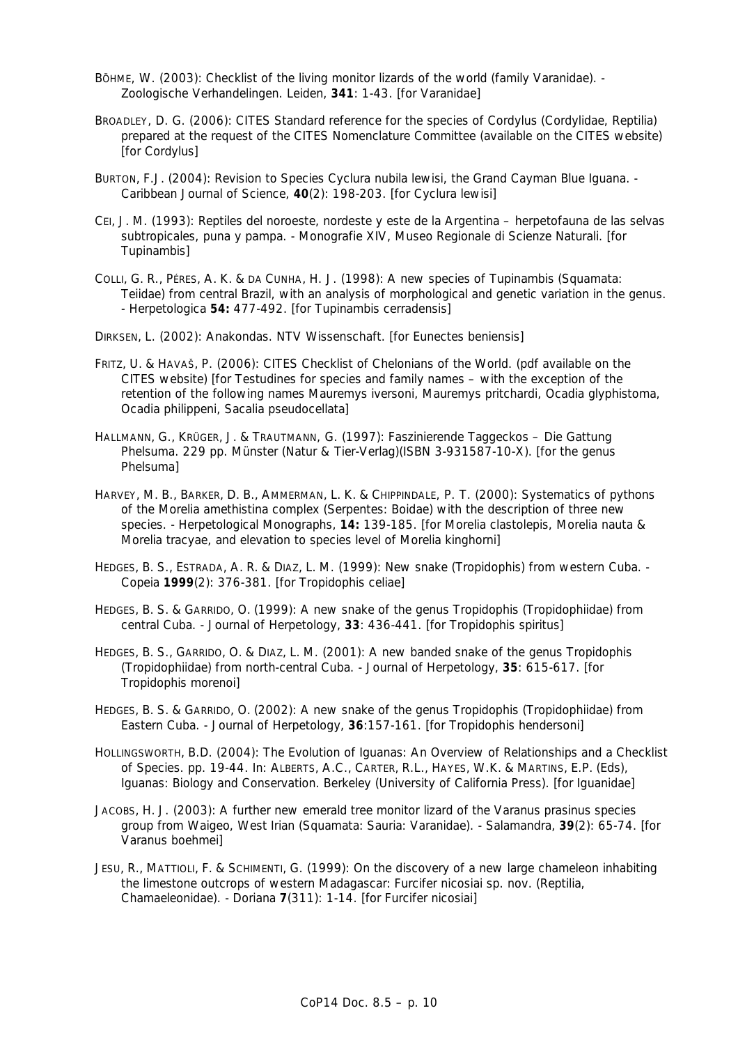BÖHME, W. (2003): Checklist of the living monitor lizards of the world (family Varanidae). - Zoologische Verhandelingen. Leiden, **341**: 1-43. [for Varanidae]

BROADLEY, D. G. (2006): CITES Standard reference for the species of Cordylus (Cordylidae, Reptilia) prepared at the request of the CITES Nomenclature Committee (available on the CITES website) [for Cordylus]

BURTON, F.J. (2004): Revision to Species Cyclura nubila lewisi, the Grand Cayman Blue Iguana. - Caribbean Journal of Science, **40**(2): 198-203. [for Cyclura lewisi]

CEI, J. M. (1993): Reptiles del noroeste, nordeste y este de la Argentina – herpetofauna de las selvas subtropicales, puna y pampa. - Monografie XIV, Museo Regionale di Scienze Naturali. [for Tupinambis]

COLLI, G. R., PÉRES, A. K. & DA CUNHA, H. J. (1998): A new species of Tupinambis (Squamata: Teiidae) from central Brazil, with an analysis of morphological and genetic variation in the genus. - Herpetologica **54:** 477-492. [for Tupinambis cerradensis]

DIRKSEN, L. (2002): Anakondas. NTV Wissenschaft. [for Eunectes beniensis]

FRITZ, U. & HAVAŠ, P. (2006): CITES Checklist of Chelonians of the World. (pdf available on the CITES website) [for Testudines for species and family names – with the exception of the retention of the following names Mauremys iversoni, Mauremys pritchardi, Ocadia glyphistoma, Ocadia philippeni, Sacalia pseudocellata]

HALLMANN, G., KRÜGER, J. & TRAUTMANN, G. (1997): Faszinierende Taggeckos – Die Gattung Phelsuma. 229 pp. Münster (Natur & Tier-Verlag)(ISBN 3-931587-10-X). [for the genus Phelsuma]

HARVEY, M. B., BARKER, D. B., AMMERMAN, L. K. & CHIPPINDALE, P. T. (2000): Systematics of pythons of the Morelia amethistina complex (Serpentes: Boidae) with the description of three new species. - Herpetological Monographs, **14:** 139-185. [for Morelia clastolepis, Morelia nauta & Morelia tracyae, and elevation to species level of Morelia kinghorni]

HEDGES, B. S., ESTRADA, A. R. & DIAZ, L. M. (1999): New snake (Tropidophis) from western Cuba. - Copeia **1999**(2): 376-381. [for Tropidophis celiae]

HEDGES, B. S. & GARRIDO, O. (1999): A new snake of the genus Tropidophis (Tropidophiidae) from central Cuba. - Journal of Herpetology, **33**: 436-441. [for Tropidophis spiritus]

HEDGES, B. S., GARRIDO, O. & DIAZ, L. M. (2001): A new banded snake of the genus Tropidophis (Tropidophiidae) from north-central Cuba. - Journal of Herpetology, **35**: 615-617. [for Tropidophis morenoi]

HEDGES, B. S. & GARRIDO, O. (2002): A new snake of the genus Tropidophis (Tropidophiidae) from Eastern Cuba. - Journal of Herpetology, **36**:157-161. [for Tropidophis hendersoni]

HOLLINGSWORTH, B.D. (2004): The Evolution of Iguanas: An Overview of Relationships and a Checklist of Species. pp. 19-44. In: ALBERTS, A.C., CARTER, R.L., HAYES, W.K. & MARTINS, E.P. (Eds), Iguanas: Biology and Conservation. Berkeley (University of California Press). [for Iguanidae]

JACOBS, H. J. (2003): A further new emerald tree monitor lizard of the Varanus prasinus species group from Waigeo, West Irian (Squamata: Sauria: Varanidae). - Salamandra, **39**(2): 65-74. [for Varanus boehmei]

JESU, R., MATTIOLI, F. & SCHIMENTI, G. (1999): On the discovery of a new large chameleon inhabiting the limestone outcrops of western Madagascar: Furcifer nicosiai sp. nov. (Reptilia, Chamaeleonidae). - Doriana **7**(311): 1-14. [for Furcifer nicosiai]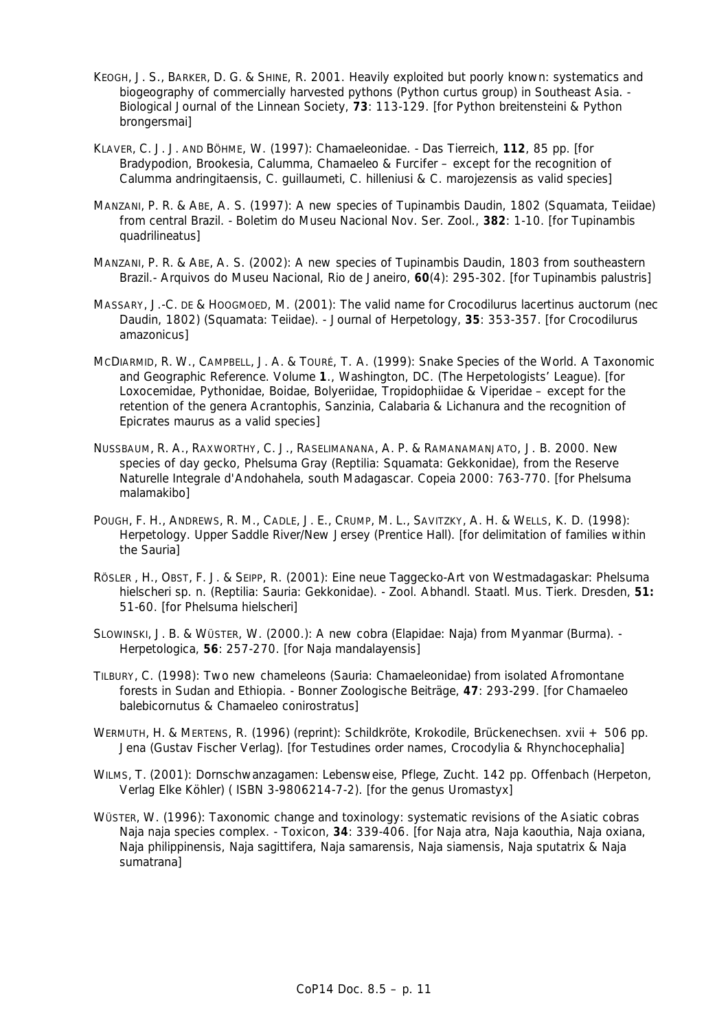KEOGH, J. S., BARKER, D. G. & SHINE, R. 2001. Heavily exploited but poorly known: systematics and biogeography of commercially harvested pythons (Python curtus group) in Southeast Asia. - Biological Journal of the Linnean Society, **73**: 113-129. [for Python breitensteini & Python brongersmai]

KLAVER, C. J. J. AND BÖHME, W. (1997): Chamaeleonidae. - Das Tierreich, **112**, 85 pp. [for Bradypodion, Brookesia, Calumma, Chamaeleo & Furcifer – except for the recognition of Calumma andringitaensis, C. guillaumeti, C. hilleniusi & C. marojezensis as valid species]

MANZANI, P. R. & ABE, A. S. (1997): A new species of Tupinambis Daudin, 1802 (Squamata, Teiidae) from central Brazil. - Boletim do Museu Nacional Nov. Ser. Zool., **382**: 1-10. [for Tupinambis quadrilineatus]

MANZANI, P. R. & ABE, A. S. (2002): A new species of Tupinambis Daudin, 1803 from southeastern Brazil.- Arquivos do Museu Nacional, Rio de Janeiro, **60**(4): 295-302. [for Tupinambis palustris]

MASSARY, J.-C. DE & HOOGMOED, M. (2001): The valid name for Crocodilurus lacertinus auctorum (nec Daudin, 1802) (Squamata: Teiidae). - Journal of Herpetology, **35**: 353-357. [for Crocodilurus amazonicus]

MCDIARMID, R. W., CAMPBELL, J. A. & TOURÉ, T. A. (1999): Snake Species of the World. A Taxonomic and Geographic Reference. Volume **1**., Washington, DC. (The Herpetologists' League). [for Loxocemidae, Pythonidae, Boidae, Bolyeriidae, Tropidophiidae & Viperidae – except for the retention of the genera Acrantophis, Sanzinia, Calabaria & Lichanura and the recognition of Epicrates maurus as a valid species]

NUSSBAUM, R. A., RAXWORTHY, C. J., RASELIMANANA, A. P. & RAMANAMANJATO, J. B. 2000. New species of day gecko, Phelsuma Gray (Reptilia: Squamata: Gekkonidae), from the Reserve Naturelle Integrale d'Andohahela, south Madagascar. Copeia 2000: 763-770. [for Phelsuma malamakibo]

POUGH, F. H., ANDREWS, R. M., CADLE, J. E., CRUMP, M. L., SAVITZKY, A. H. & WELLS, K. D. (1998): Herpetology. Upper Saddle River/New Jersey (Prentice Hall). [for delimitation of families within the Sauria]

RÖSLER , H., OBST, F. J. & SEIPP, R. (2001): Eine neue Taggecko-Art von Westmadagaskar: Phelsuma hielscheri sp. n. (Reptilia: Sauria: Gekkonidae). - Zool. Abhandl. Staatl. Mus. Tierk. Dresden, **51:** 51-60. [for Phelsuma hielscheri]

SLOWINSKI, J. B. & WÜSTER, W. (2000.): A new cobra (Elapidae: Naja) from Myanmar (Burma). - Herpetologica, **56**: 257-270. [for Naja mandalayensis]

TILBURY, C. (1998): Two new chameleons (Sauria: Chamaeleonidae) from isolated Afromontane forests in Sudan and Ethiopia. - Bonner Zoologische Beiträge, **47**: 293-299. [for Chamaeleo balebicornutus & Chamaeleo conirostratus]

WERMUTH, H. & MERTENS, R. (1996) (reprint): Schildkröte, Krokodile, Brückenechsen. xvii + 506 pp. Jena (Gustav Fischer Verlag). [for Testudines order names, Crocodylia & Rhynchocephalia]

WILMS, T. (2001): Dornschwanzagamen: Lebensweise, Pflege, Zucht. 142 pp. Offenbach (Herpeton, Verlag Elke Köhler) ( ISBN 3-9806214-7-2). [for the genus Uromastyx]

WÜSTER, W. (1996): Taxonomic change and toxinology: systematic revisions of the Asiatic cobras Naja naja species complex. - Toxicon, **34**: 339-406. [for Naja atra, Naja kaouthia, Naja oxiana, Naja philippinensis, Naja sagittifera, Naja samarensis, Naja siamensis, Naja sputatrix & Naja sumatrana]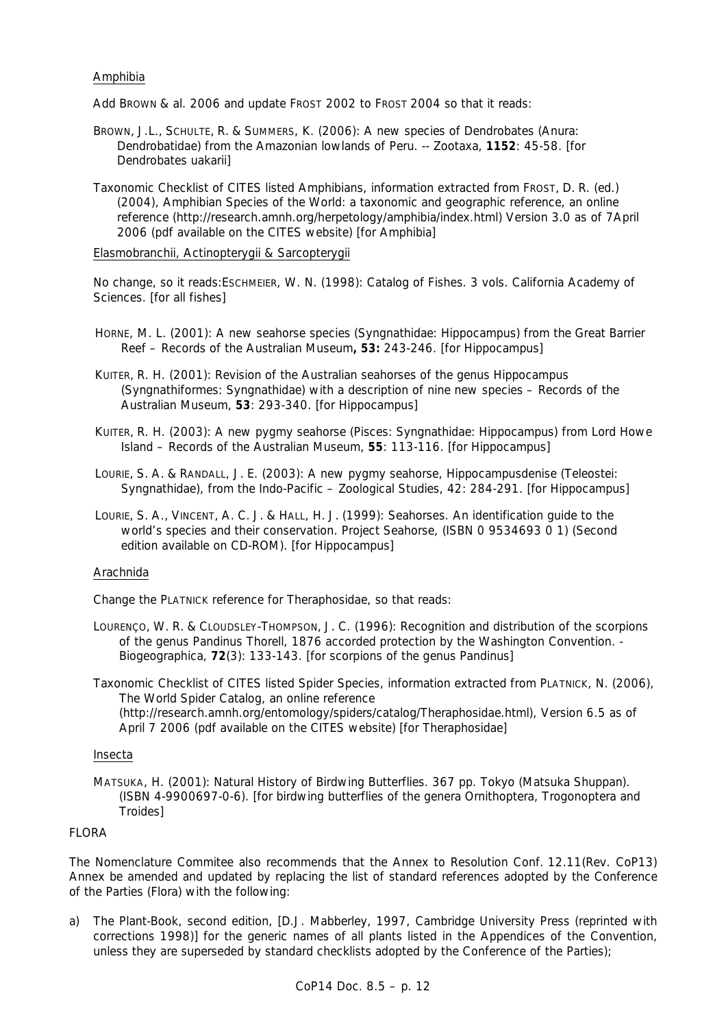Amphibia

Add BROWN & al. 2006 and update FROST 2002 to FROST 2004 so that it reads:

BROWN, J.L., SCHULTE, R. & SUMMERS, K. (2006): A new species of Dendrobates (Anura: Dendrobatidae) from the Amazonian lowlands of Peru. -- Zootaxa, **1152**: 45-58. [for Dendrobates uakarii]

Taxonomic Checklist of CITES listed Amphibians, information extracted from FROST, D. R. (ed.) (2004), Amphibian Species of the World: a taxonomic and geographic reference, an online reference (http://research.amnh.org/herpetology/amphibia/index.html) Version 3.0 as of 7April 2006 (pdf available on the CITES website) [for Amphibia]

Elasmobranchii, Actinopterygii & Sarcopterygii

No change, so it reads:ESCHMEIER, W. N. (1998): Catalog of Fishes. 3 vols. California Academy of Sciences. [for all fishes]

HORNE, M. L. (2001): A new seahorse species (Syngnathidae: Hippocampus) from the Great Barrier Reef – Records of the Australian Museum**, 53:** 243-246. [for Hippocampus]

KUITER, R. H. (2001): Revision of the Australian seahorses of the genus Hippocampus (Syngnathiformes: Syngnathidae) with a description of nine new species – Records of the Australian Museum, **53**: 293-340. [for Hippocampus]

KUITER, R. H. (2003): A new pygmy seahorse (Pisces: Syngnathidae: Hippocampus) from Lord Howe Island – Records of the Australian Museum, **55**: 113-116. [for Hippocampus]

LOURIE, S. A. & RANDALL, J. E. (2003): A new pygmy seahorse, Hippocampusdenise (Teleostei: Syngnathidae), from the Indo-Pacific – Zoological Studies, 42: 284-291. [for Hippocampus]

LOURIE, S. A., VINCENT, A. C. J. & HALL, H. J. (1999): Seahorses. An identification guide to the world's species and their conservation. Project Seahorse, (ISBN 0 9534693 0 1) (Second edition available on CD-ROM). [for Hippocampus]

Arachnida

Change the PLATNICK reference for Theraphosidae, so that reads:

LOURENÇO, W. R. & CLOUDSLEY-THOMPSON, J. C. (1996): Recognition and distribution of the scorpions of the genus Pandinus Thorell, 1876 accorded protection by the Washington Convention. - Biogeographica, **72**(3): 133-143. [for scorpions of the genus Pandinus]

Taxonomic Checklist of CITES listed Spider Species, information extracted from PLATNICK, N. (2006), The World Spider Catalog, an online reference (http://research.amnh.org/entomology/spiders/catalog/Theraphosidae.html), Version 6.5 as of April 7 2006 (pdf available on the CITES website) [for Theraphosidae]

Insecta

MATSUKA, H. (2001): Natural History of Birdwing Butterflies. 367 pp. Tokyo (Matsuka Shuppan). (ISBN 4-9900697-0-6). [for birdwing butterflies of the genera Ornithoptera, Trogonoptera and Troides]

FLORA

The Nomenclature Commitee also recommends that the Annex to Resolution Conf. 12.11(Rev. CoP13) Annex be amended and updated by replacing the list of standard references adopted by the Conference of the Parties (Flora) with the following:

a) The Plant-Book, second edition, [D.J. Mabberley, 1997, Cambridge University Press (reprinted with corrections 1998)] for the generic names of all plants listed in the Appendices of the Convention, unless they are superseded by standard checklists adopted by the Conference of the Parties);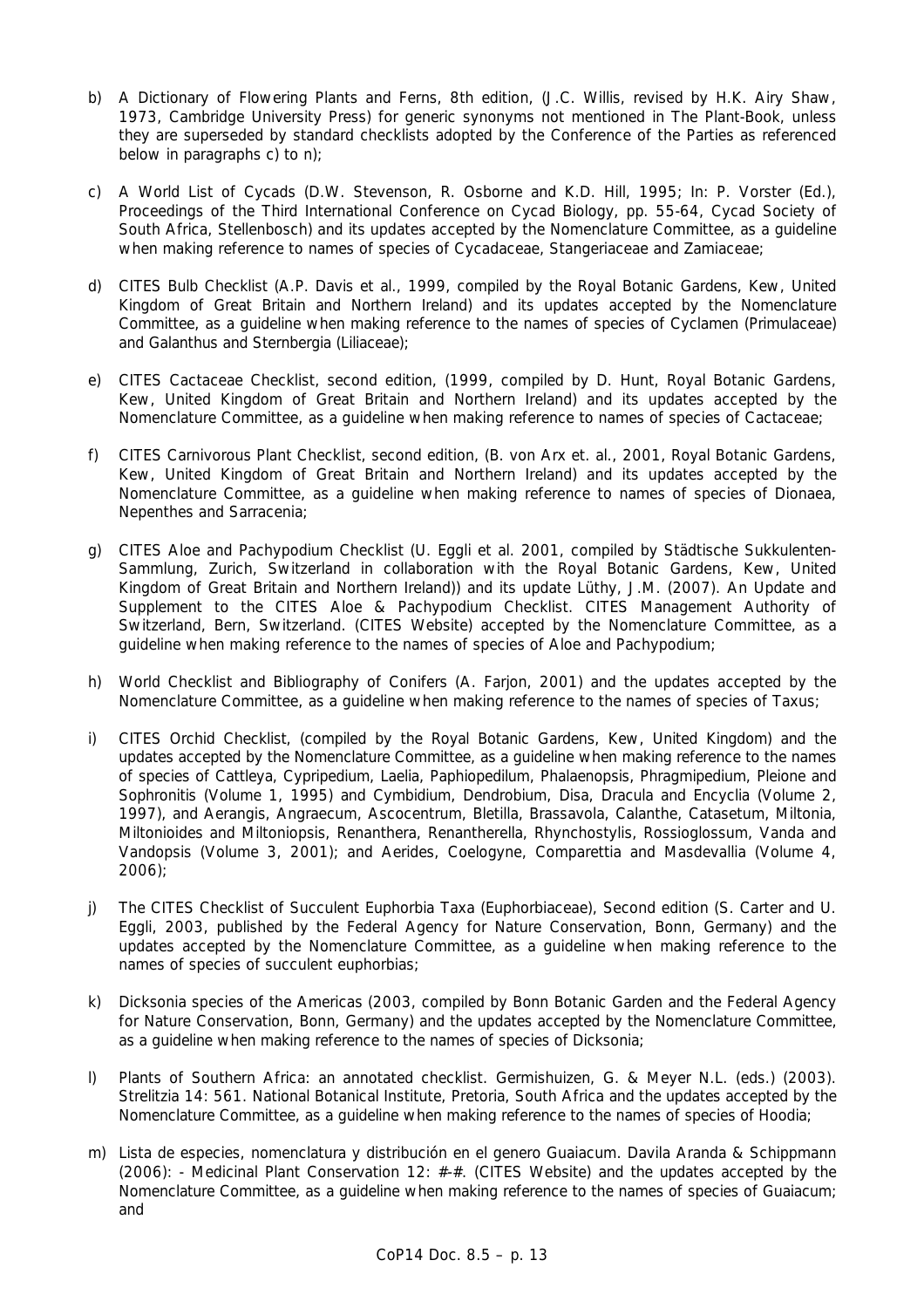b) A Dictionary of Flowering Plants and Ferns, 8th edition, (J.C. Willis, revised by H.K. Airy Shaw, 1973, Cambridge University Press) for generic synonyms not mentioned in The Plant-Book, unless they are superseded by standard checklists adopted by the Conference of the Parties as referenced below in paragraphs c) to n);

c) A World List of Cycads (D.W. Stevenson, R. Osborne and K.D. Hill, 1995; In: P. Vorster (Ed.), Proceedings of the Third International Conference on Cycad Biology, pp. 55-64, Cycad Society of South Africa, Stellenbosch) and its updates accepted by the Nomenclature Committee, as a guideline when making reference to names of species of Cycadaceae, Stangeriaceae and Zamiaceae;

d) CITES Bulb Checklist (A.P. Davis et al., 1999, compiled by the Royal Botanic Gardens, Kew, United Kingdom of Great Britain and Northern Ireland) and its updates accepted by the Nomenclature Committee, as a guideline when making reference to the names of species of Cyclamen (Primulaceae) and Galanthus and Sternbergia (Liliaceae);

e) CITES Cactaceae Checklist, second edition, (1999, compiled by D. Hunt, Royal Botanic Gardens, Kew, United Kingdom of Great Britain and Northern Ireland) and its updates accepted by the Nomenclature Committee, as a guideline when making reference to names of species of Cactaceae;

f) CITES Carnivorous Plant Checklist, second edition, (B. von Arx et. al., 2001, Royal Botanic Gardens, Kew, United Kingdom of Great Britain and Northern Ireland) and its updates accepted by the Nomenclature Committee, as a guideline when making reference to names of species of Dionaea, Nepenthes and Sarracenia;

g) CITES Aloe and Pachypodium Checklist (U. Eggli et al. 2001, compiled by Städtische Sukkulenten-Sammlung, Zurich, Switzerland in collaboration with the Royal Botanic Gardens, Kew, United Kingdom of Great Britain and Northern Ireland)) and its update Lüthy, J.M. (2007). An Update and Supplement to the CITES Aloe & Pachypodium Checklist. CITES Management Authority of Switzerland, Bern, Switzerland. (CITES Website) accepted by the Nomenclature Committee, as a guideline when making reference to the names of species of Aloe and Pachypodium;

h) World Checklist and Bibliography of Conifers (A. Farjon, 2001) and the updates accepted by the Nomenclature Committee, as a guideline when making reference to the names of species of Taxus;

i) CITES Orchid Checklist, (compiled by the Royal Botanic Gardens, Kew, United Kingdom) and the updates accepted by the Nomenclature Committee, as a guideline when making reference to the names of species of Cattleya, Cypripedium, Laelia, Paphiopedilum, Phalaenopsis, Phragmipedium, Pleione and Sophronitis (Volume 1, 1995) and Cymbidium, Dendrobium, Disa, Dracula and Encyclia (Volume 2, 1997), and Aerangis, Angraecum, Ascocentrum, Bletilla, Brassavola, Calanthe, Catasetum, Miltonia, Miltonioides and Miltoniopsis, Renanthera, Renantherella, Rhynchostylis, Rossioglossum, Vanda and Vandopsis (Volume 3, 2001); and Aerides, Coelogyne, Comparettia and Masdevallia (Volume 4, 2006);

j) The CITES Checklist of Succulent Euphorbia Taxa (Euphorbiaceae), Second edition (S. Carter and U. Eggli, 2003, published by the Federal Agency for Nature Conservation, Bonn, Germany) and the updates accepted by the Nomenclature Committee, as a guideline when making reference to the names of species of succulent euphorbias;

k) Dicksonia species of the Americas (2003, compiled by Bonn Botanic Garden and the Federal Agency for Nature Conservation, Bonn, Germany) and the updates accepted by the Nomenclature Committee, as a guideline when making reference to the names of species of Dicksonia;

l) Plants of Southern Africa: an annotated checklist. Germishuizen, G. & Meyer N.L. (eds.) (2003). Strelitzia 14: 561. National Botanical Institute, Pretoria, South Africa and the updates accepted by the Nomenclature Committee, as a guideline when making reference to the names of species of Hoodia;

m) Lista de especies, nomenclatura y distribución en el genero Guaiacum. Davila Aranda & Schippmann (2006): - Medicinal Plant Conservation 12: #-#. (CITES Website) and the updates accepted by the Nomenclature Committee, as a guideline when making reference to the names of species of Guaiacum; and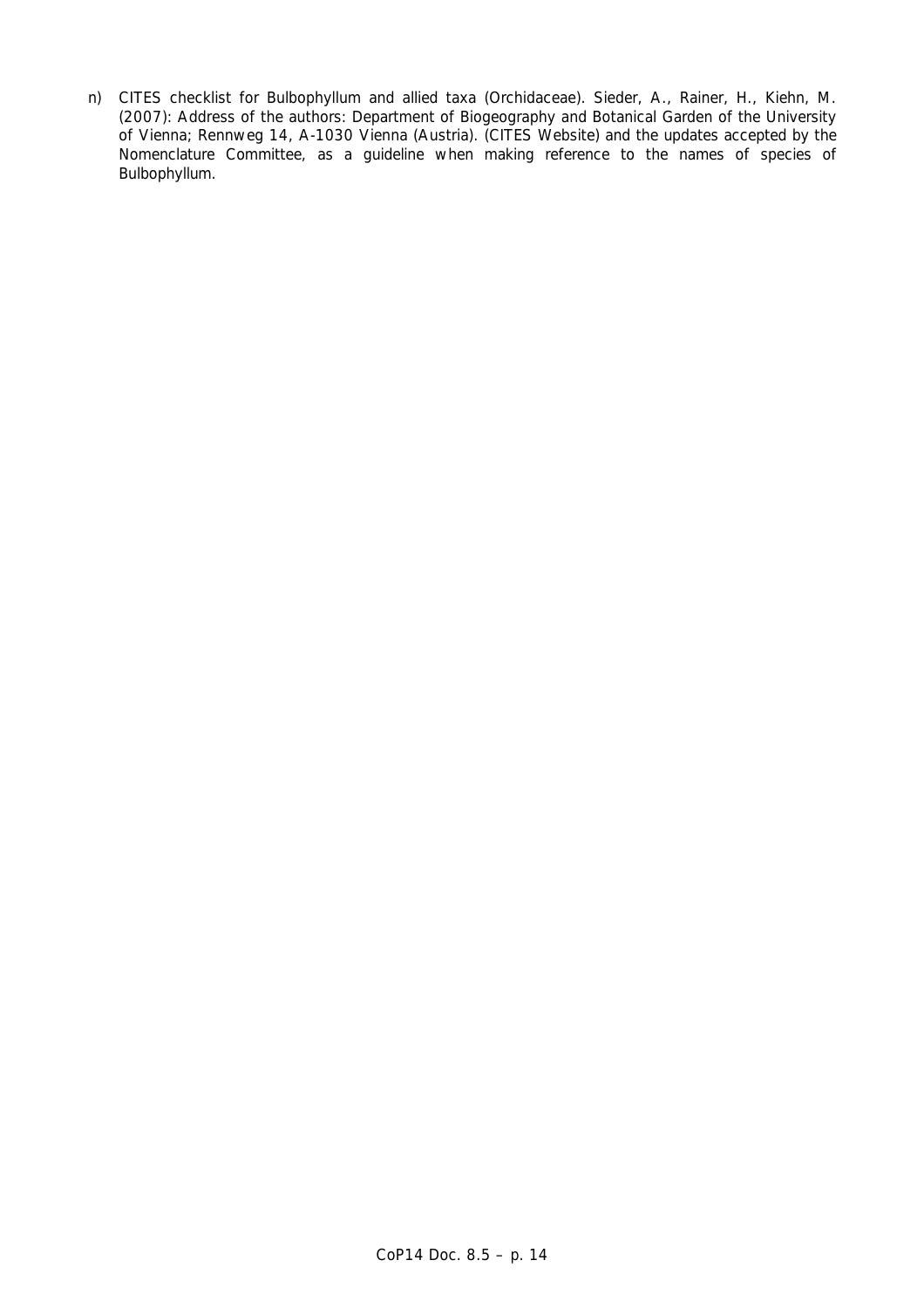n) CITES checklist for Bulbophyllum and allied taxa (Orchidaceae). Sieder, A., Rainer, H., Kiehn, M. (2007): Address of the authors: Department of Biogeography and Botanical Garden of the University of Vienna; Rennweg 14, A-1030 Vienna (Austria). (CITES Website) and the updates accepted by the Nomenclature Committee, as a guideline when making reference to the names of species of Bulbophyllum.